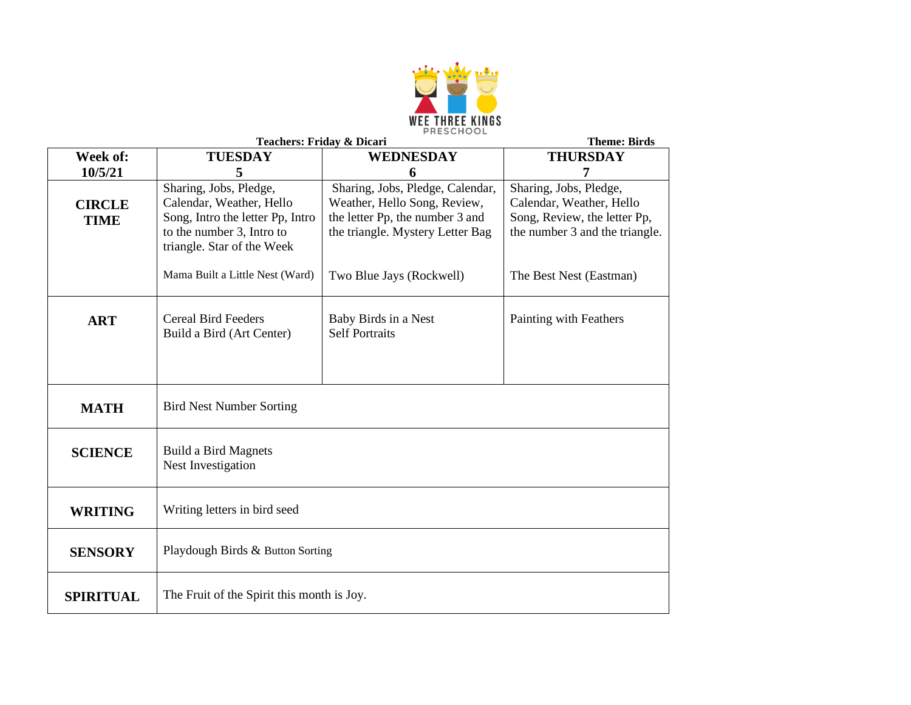WEE THREE KINGS PRESCHOOL

**Teachers: Friday & Dicari** **Theme: Birds**

| **Week of: 10/5/21** | **TUESDAY 5** | **WEDNESDAY 6** | **THURSDAY 7** |
|---|---|---|---|
| **CIRCLE TIME** | Sharing, Jobs, Pledge, Calendar, Weather, Hello Song, Intro the letter Pp, Intro to the number 3, Intro to triangle. Star of the Week<br><br>Mama Built a Little Nest (Ward) | Sharing, Jobs, Pledge, Calendar, Weather, Hello Song, Review, the letter Pp, the number 3 and the triangle. Mystery Letter Bag<br><br>Two Blue Jays (Rockwell) | Sharing, Jobs, Pledge, Calendar, Weather, Hello Song, Review, the letter Pp, the number 3 and the triangle.<br><br>The Best Nest (Eastman) |
| **ART** | Cereal Bird Feeders<br>Build a Bird (Art Center) | Baby Birds in a Nest<br>Self Portraits | Painting with Feathers |
| **MATH** | Bird Nest Number Sorting | | |
| **SCIENCE** | Build a Bird Magnets<br>Nest Investigation | | |
| **WRITING** | Writing letters in bird seed | | |
| **SENSORY** | Playdough Birds & Button Sorting | | |
| **SPIRITUAL** | The Fruit of the Spirit this month is Joy. | | |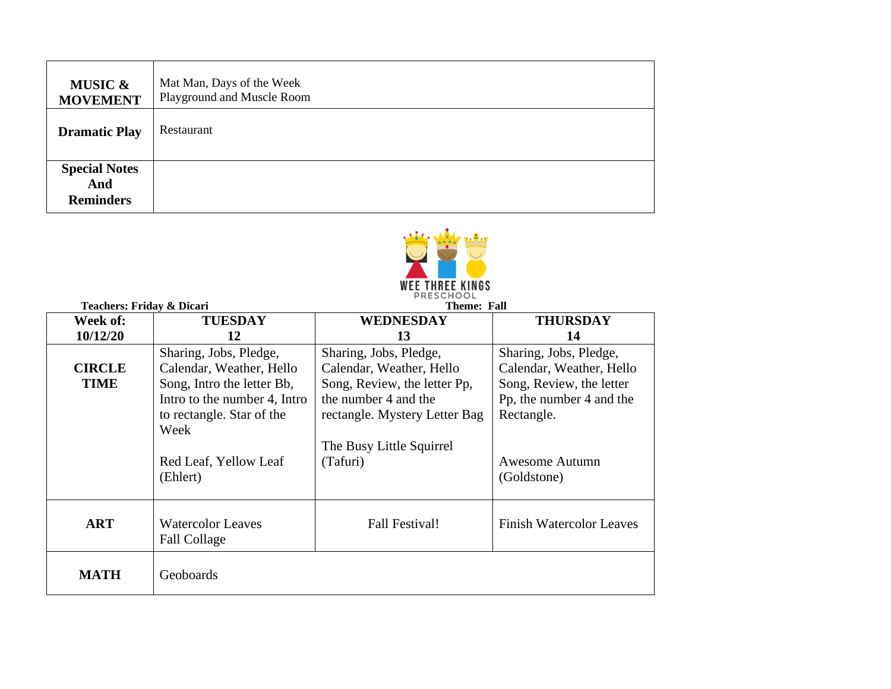| | |
|---|---|
| **MUSIC & MOVEMENT** | Mat Man, Days of the Week<br>Playground and Muscle Room |
| **Dramatic Play** | Restaurant |
| **Special Notes And Reminders** | |

WEE THREE KINGS
PRESCHOOL

**Teachers: Friday & Dicari** **Theme: Fall**

| **Week of: 10/12/20** | **TUESDAY 12** | **WEDNESDAY 13** | **THURSDAY 14** |
|---|---|---|---|
| **CIRCLE TIME** | Sharing, Jobs, Pledge, Calendar, Weather, Hello Song, Intro the letter Bb, Intro to the number 4, Intro to rectangle. Star of the Week<br><br>Red Leaf, Yellow Leaf (Ehlert) | Sharing, Jobs, Pledge, Calendar, Weather, Hello Song, Review, the letter Pp, the number 4 and the rectangle. Mystery Letter Bag<br><br>The Busy Little Squirrel (Tafuri) | Sharing, Jobs, Pledge, Calendar, Weather, Hello Song, Review, the letter Pp, the number 4 and the Rectangle.<br><br>Awesome Autumn (Goldstone) |
| **ART** | Watercolor Leaves<br>Fall Collage | Fall Festival! | Finish Watercolor Leaves |
| **MATH** | Geoboards | | |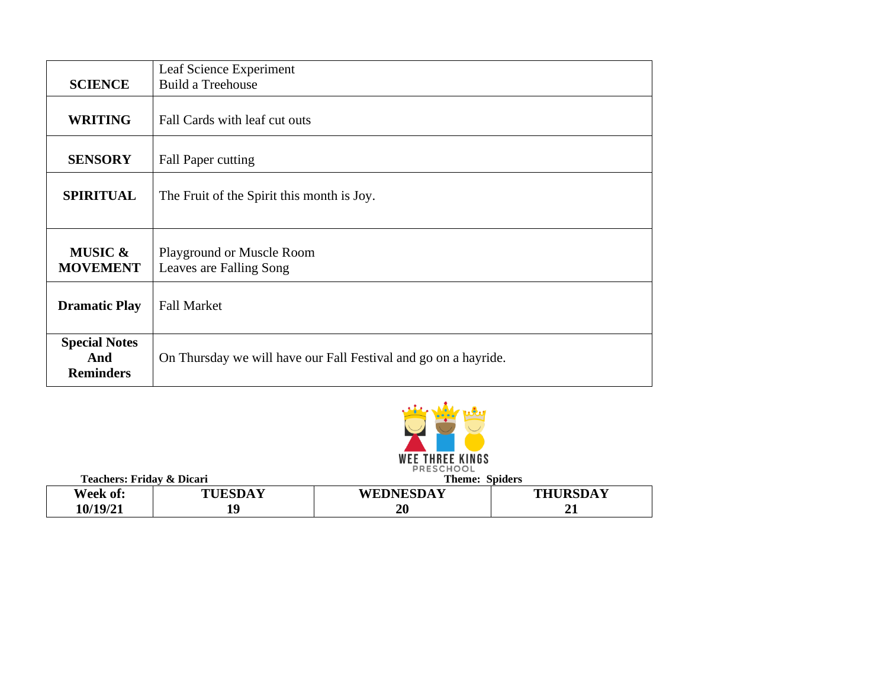| | |
|---|---|
| **SCIENCE** | Leaf Science Experiment<br>Build a Treehouse |
| **WRITING** | Fall Cards with leaf cut outs |
| **SENSORY** | Fall Paper cutting |
| **SPIRITUAL** | The Fruit of the Spirit this month is Joy. |
| **MUSIC & MOVEMENT** | Playground or Muscle Room<br>Leaves are Falling Song |
| **Dramatic Play** | Fall Market |
| **Special Notes And Reminders** | On Thursday we will have our Fall Festival and go on a hayride. |

WEE THREE KINGS
PRESCHOOL

**Teachers: Friday & Dicari** **Theme: Spiders**

| **Week of: 10/19/21** | **TUESDAY 19** | **WEDNESDAY 20** | **THURSDAY 21** |
|---|---|---|---|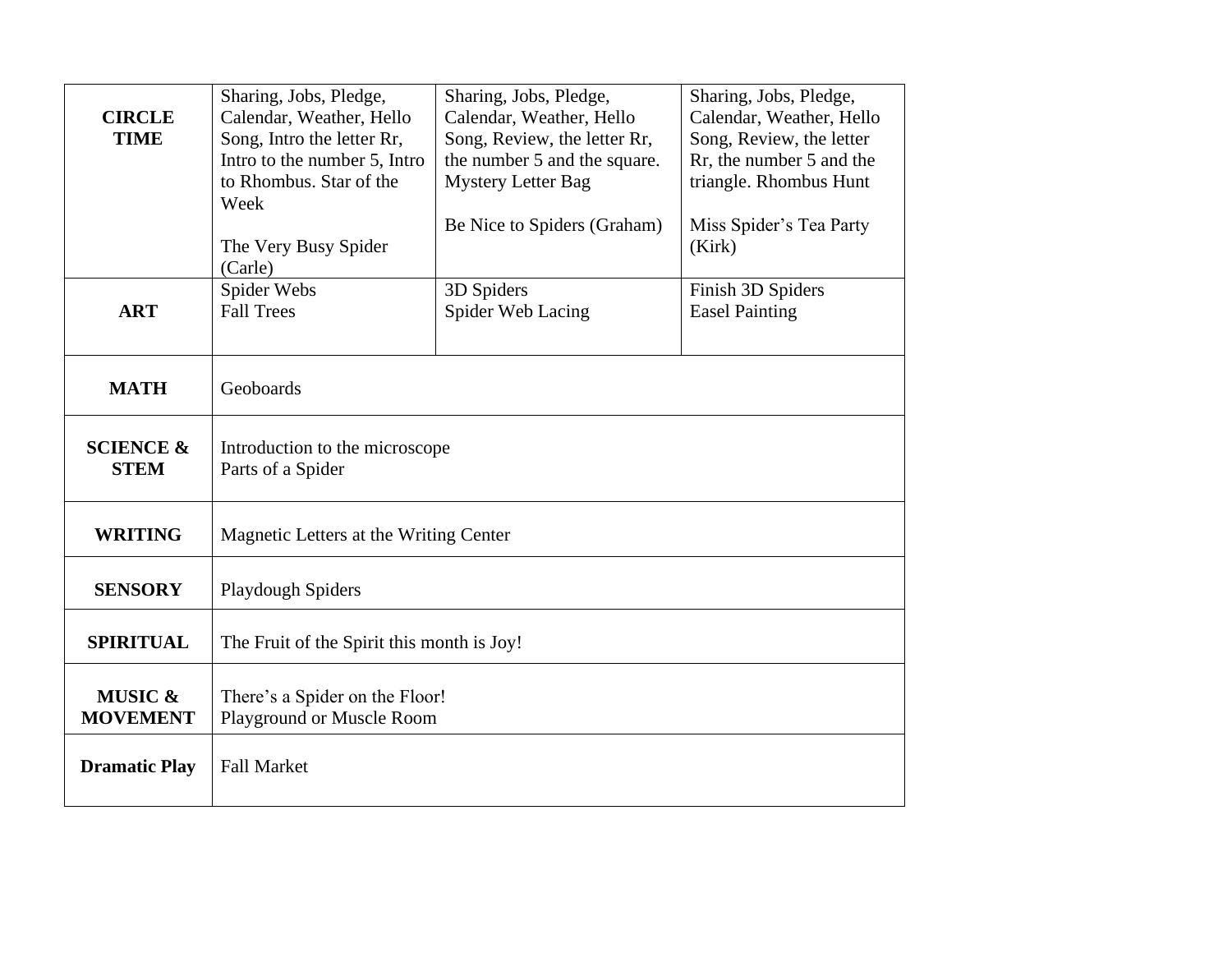| | | | |
|---|---|---|---|
| **CIRCLE TIME** | Sharing, Jobs, Pledge, Calendar, Weather, Hello Song, Intro the letter Rr, Intro to the number 5, Intro to Rhombus. Star of the Week<br><br>The Very Busy Spider (Carle) | Sharing, Jobs, Pledge, Calendar, Weather, Hello Song, Review, the letter Rr, the number 5 and the square. Mystery Letter Bag<br><br>Be Nice to Spiders (Graham) | Sharing, Jobs, Pledge, Calendar, Weather, Hello Song, Review, the letter Rr, the number 5 and the triangle. Rhombus Hunt<br><br>Miss Spider's Tea Party (Kirk) |
| **ART** | Spider Webs<br>Fall Trees | 3D Spiders<br>Spider Web Lacing | Finish 3D Spiders<br>Easel Painting |
| **MATH** | Geoboards | | |
| **SCIENCE & STEM** | Introduction to the microscope<br>Parts of a Spider | | |
| **WRITING** | Magnetic Letters at the Writing Center | | |
| **SENSORY** | Playdough Spiders | | |
| **SPIRITUAL** | The Fruit of the Spirit this month is Joy! | | |
| **MUSIC & MOVEMENT** | There's a Spider on the Floor!<br>Playground or Muscle Room | | |
| **Dramatic Play** | Fall Market | | |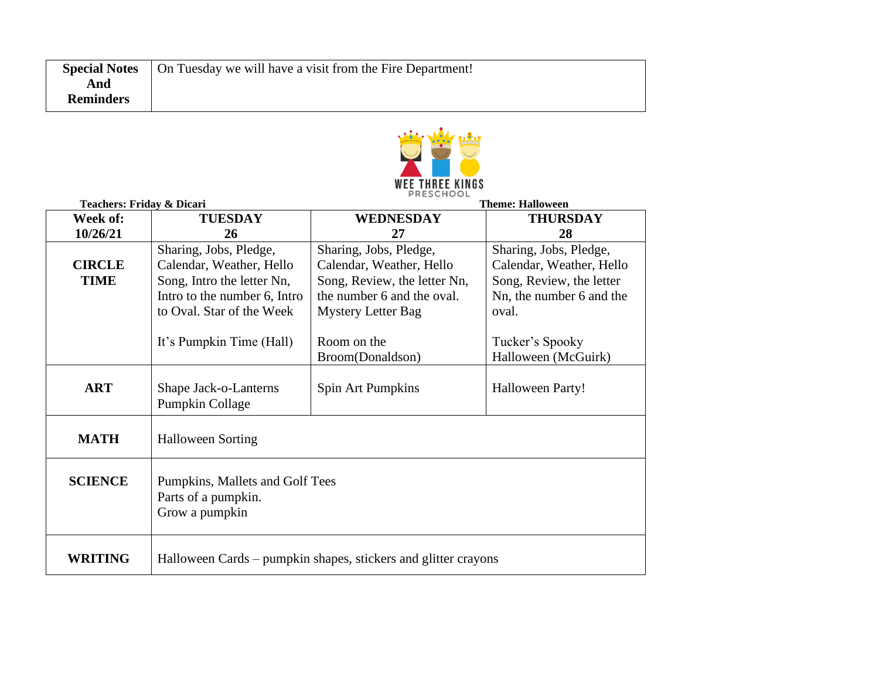| Special Notes And Reminders | On Tuesday we will have a visit from the Fire Department! |
|---|---|

WEE THREE KINGS PRESCHOOL

**Teachers: Friday & Dicari** **Theme: Halloween**

| Week of: 10/26/21 | TUESDAY 26 | WEDNESDAY 27 | THURSDAY 28 |
|---|---|---|---|
| **CIRCLE TIME** | Sharing, Jobs, Pledge, Calendar, Weather, Hello Song, Intro the letter Nn, Intro to the number 6, Intro to Oval. Star of the Week<br><br>It's Pumpkin Time (Hall) | Sharing, Jobs, Pledge, Calendar, Weather, Hello Song, Review, the letter Nn, the number 6 and the oval. Mystery Letter Bag<br><br>Room on the Broom(Donaldson) | Sharing, Jobs, Pledge, Calendar, Weather, Hello Song, Review, the letter Nn, the number 6 and the oval.<br><br>Tucker's Spooky Halloween (McGuirk) |
| **ART** | Shape Jack-o-Lanterns<br>Pumpkin Collage | Spin Art Pumpkins | Halloween Party! |
| **MATH** | Halloween Sorting | | |
| **SCIENCE** | Pumpkins, Mallets and Golf Tees<br>Parts of a pumpkin.<br>Grow a pumpkin | | |
| **WRITING** | Halloween Cards – pumpkin shapes, stickers and glitter crayons | | |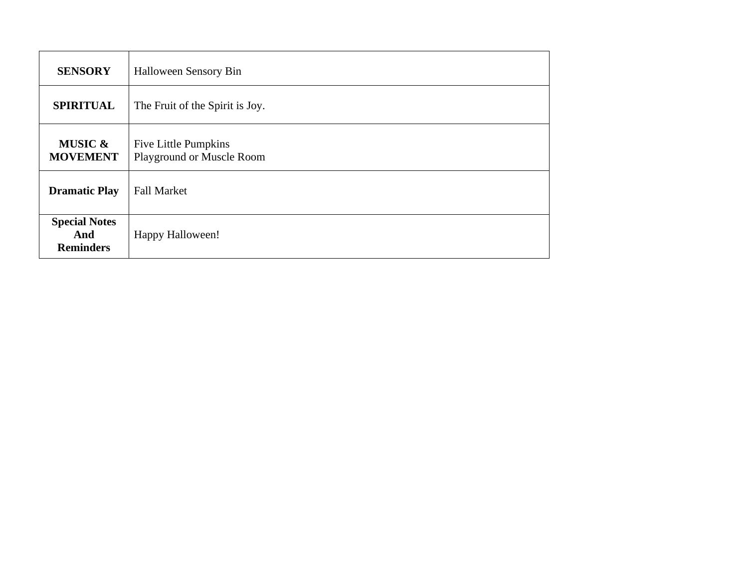| | |
|---|---|
| **SENSORY** | Halloween Sensory Bin |
| **SPIRITUAL** | The Fruit of the Spirit is Joy. |
| **MUSIC & MOVEMENT** | Five Little Pumpkins<br>Playground or Muscle Room |
| **Dramatic Play** | Fall Market |
| **Special Notes And Reminders** | Happy Halloween! |